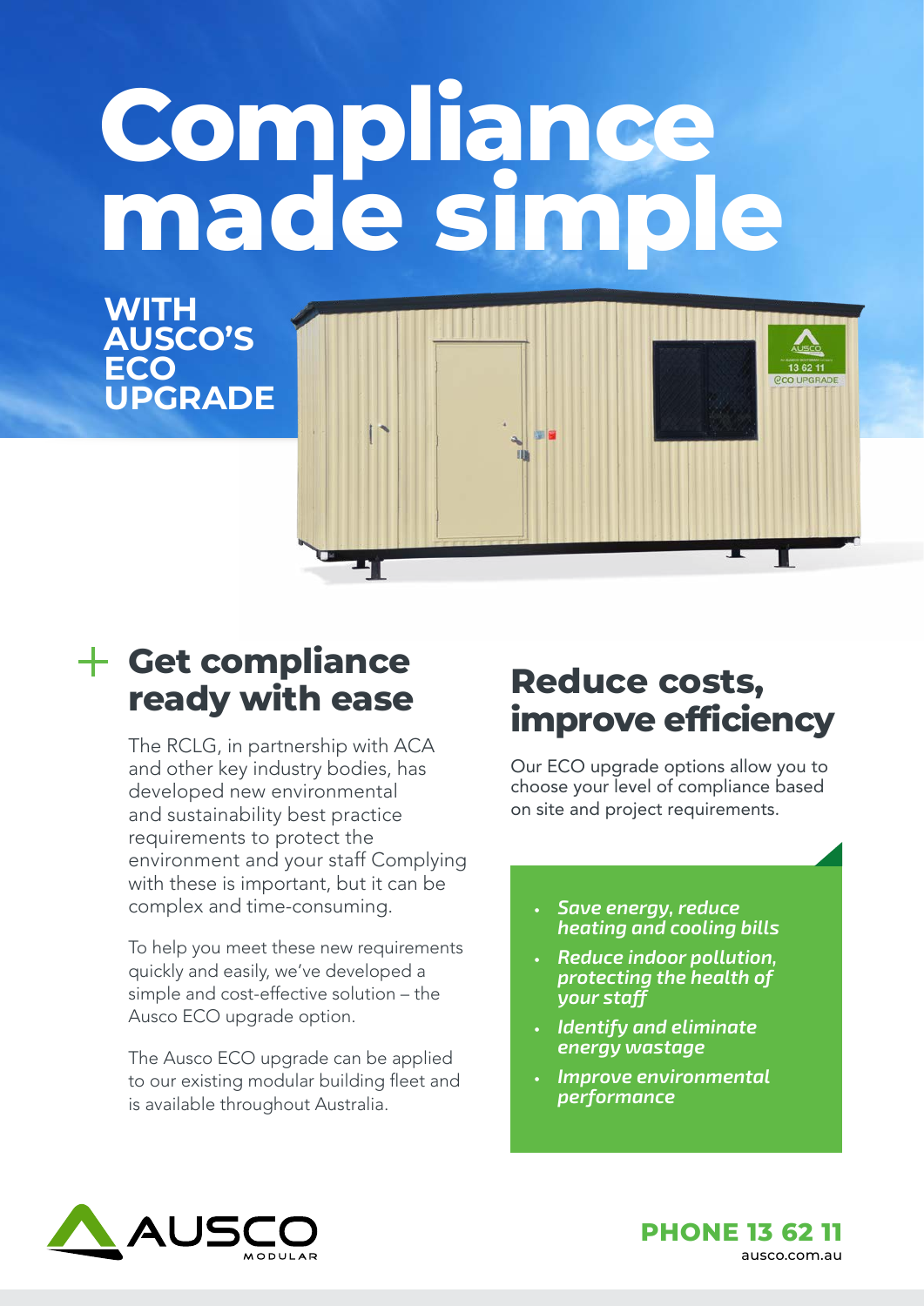# Compliance made simple

## WITH AUSCO'S ECO UPGRADE

## Get compliance ready with ease

The RCLG, in partnership with ACA and other key industry bodies, has developed new environmental and sustainability best practice requirements to protect the environment and your staff Complying with these is important, but it can be complex and time-consuming.

To help you meet these new requirements quickly and easily, we've developed a simple and cost-effective solution – the Ausco ECO upgrade option.

The Ausco ECO upgrade can be applied to our existing modular building fleet and is available throughout Australia.

## Reduce costs, improve efficiency

Our ECO upgrade options allow you to choose your level of compliance based on site and project requirements.

- ***Save energy, reduce heating and cooling bills***
- ***Reduce indoor pollution, protecting the health of your staff***
- ***Identify and eliminate energy wastage***
- ***Improve environmental performance***

AUSCO MODULAR

**PHONE 13 62 11**
ausco.com.au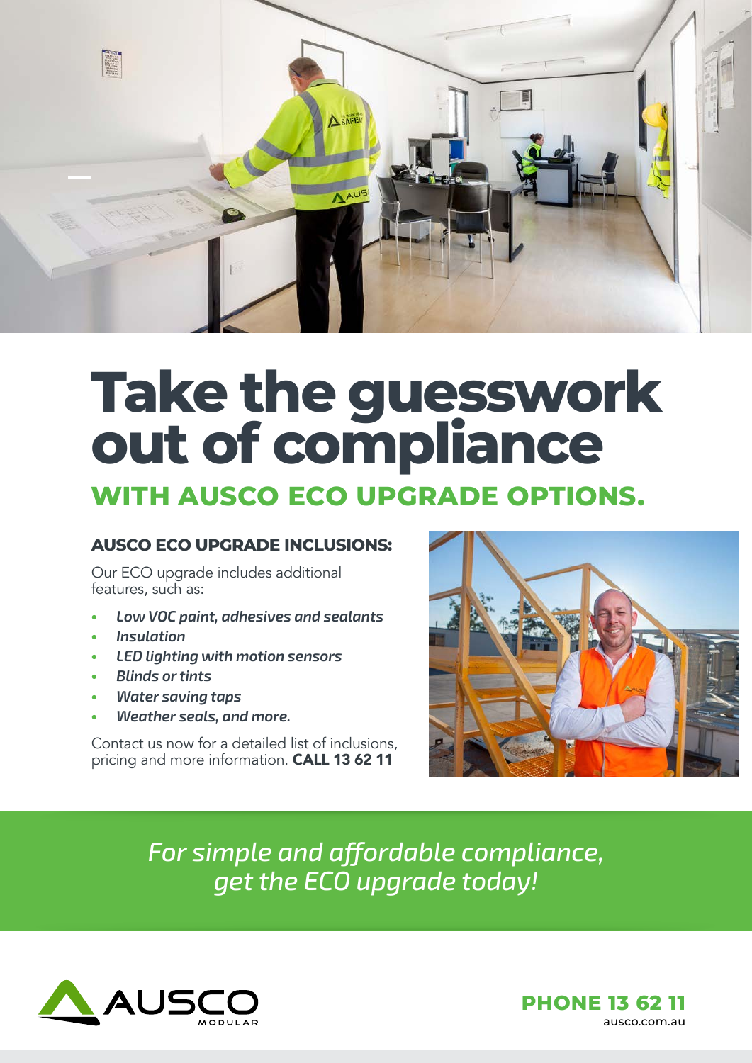# Take the guesswork out of compliance

## WITH AUSCO ECO UPGRADE OPTIONS.

### AUSCO ECO UPGRADE INCLUSIONS:

Our ECO upgrade includes additional features, such as:

- *Low VOC paint, adhesives and sealants*
- *Insulation*
- *LED lighting with motion sensors*
- *Blinds or tints*
- *Water saving taps*
- *Weather seals, and more.*

Contact us now for a detailed list of inclusions, pricing and more information. **CALL 13 62 11**

*For simple and affordable compliance, get the ECO upgrade today!*

AUSCO MODULAR

**PHONE 13 62 11**

ausco.com.au